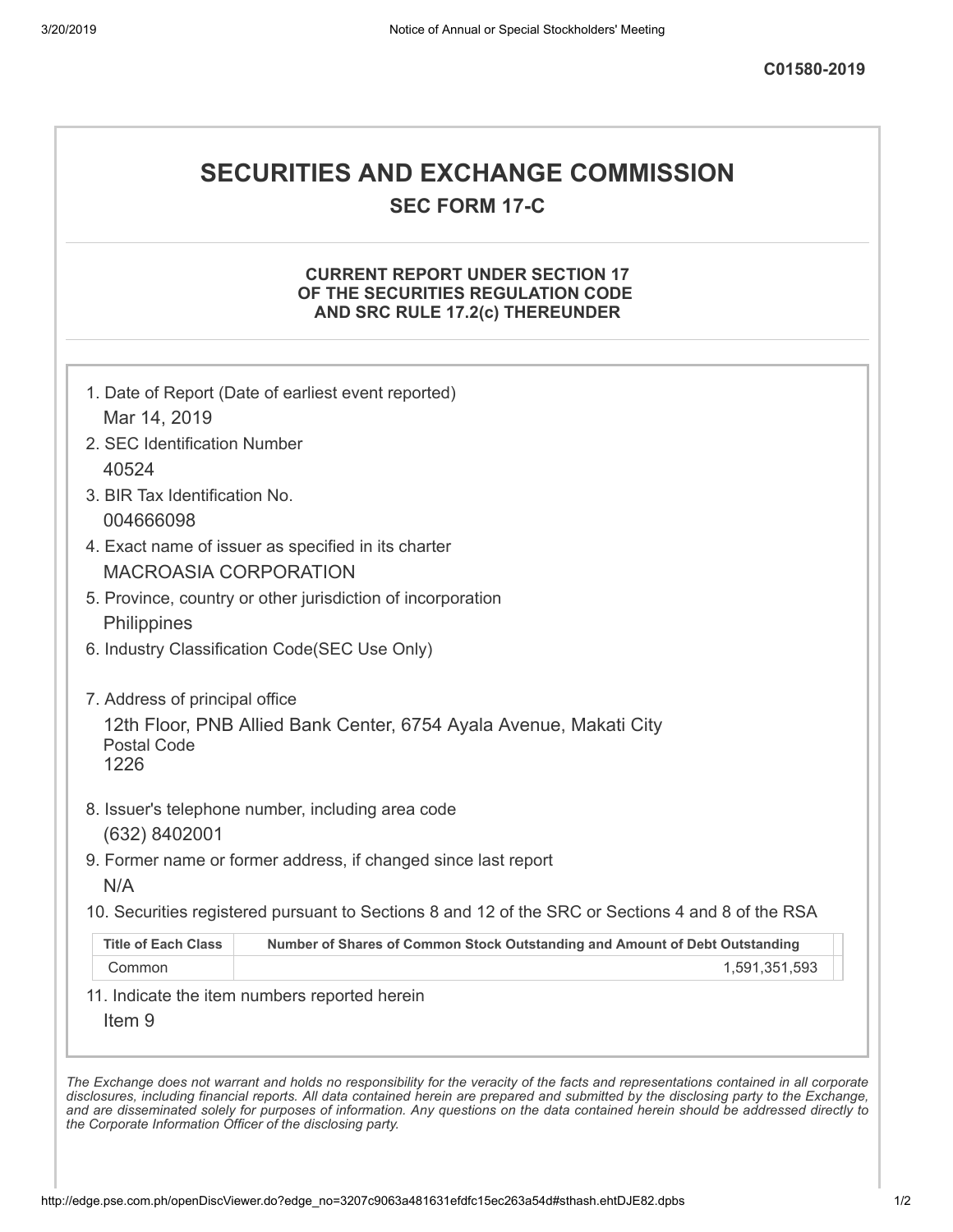C01580-2019

# SECURITIES AND EXCHANGE COMMISSION

## SEC FORM 17-C

### CURRENT REPORT UNDER SECTION 17 OF THE SECURITIES REGULATION CODE AND SRC RULE 17.2(c) THEREUNDER

1. Date of Report (Date of earliest event reported)

   Mar 14, 2019

2. SEC Identification Number

   40524

3. BIR Tax Identification No.

   004666098

4. Exact name of issuer as specified in its charter

   MACROASIA CORPORATION

5. Province, country or other jurisdiction of incorporation

   Philippines

6. Industry Classification Code(SEC Use Only)

7. Address of principal office

   12th Floor, PNB Allied Bank Center, 6754 Ayala Avenue, Makati City

   Postal Code

   1226

8. Issuer's telephone number, including area code

   (632) 8402001

9. Former name or former address, if changed since last report

   N/A

10. Securities registered pursuant to Sections 8 and 12 of the SRC or Sections 4 and 8 of the RSA

| Title of Each Class | Number of Shares of Common Stock Outstanding and Amount of Debt Outstanding |
|---|---|
| Common | 1,591,351,593 |

11. Indicate the item numbers reported herein

    Item 9

*The Exchange does not warrant and holds no responsibility for the veracity of the facts and representations contained in all corporate disclosures, including financial reports. All data contained herein are prepared and submitted by the disclosing party to the Exchange, and are disseminated solely for purposes of information. Any questions on the data contained herein should be addressed directly to the Corporate Information Officer of the disclosing party.*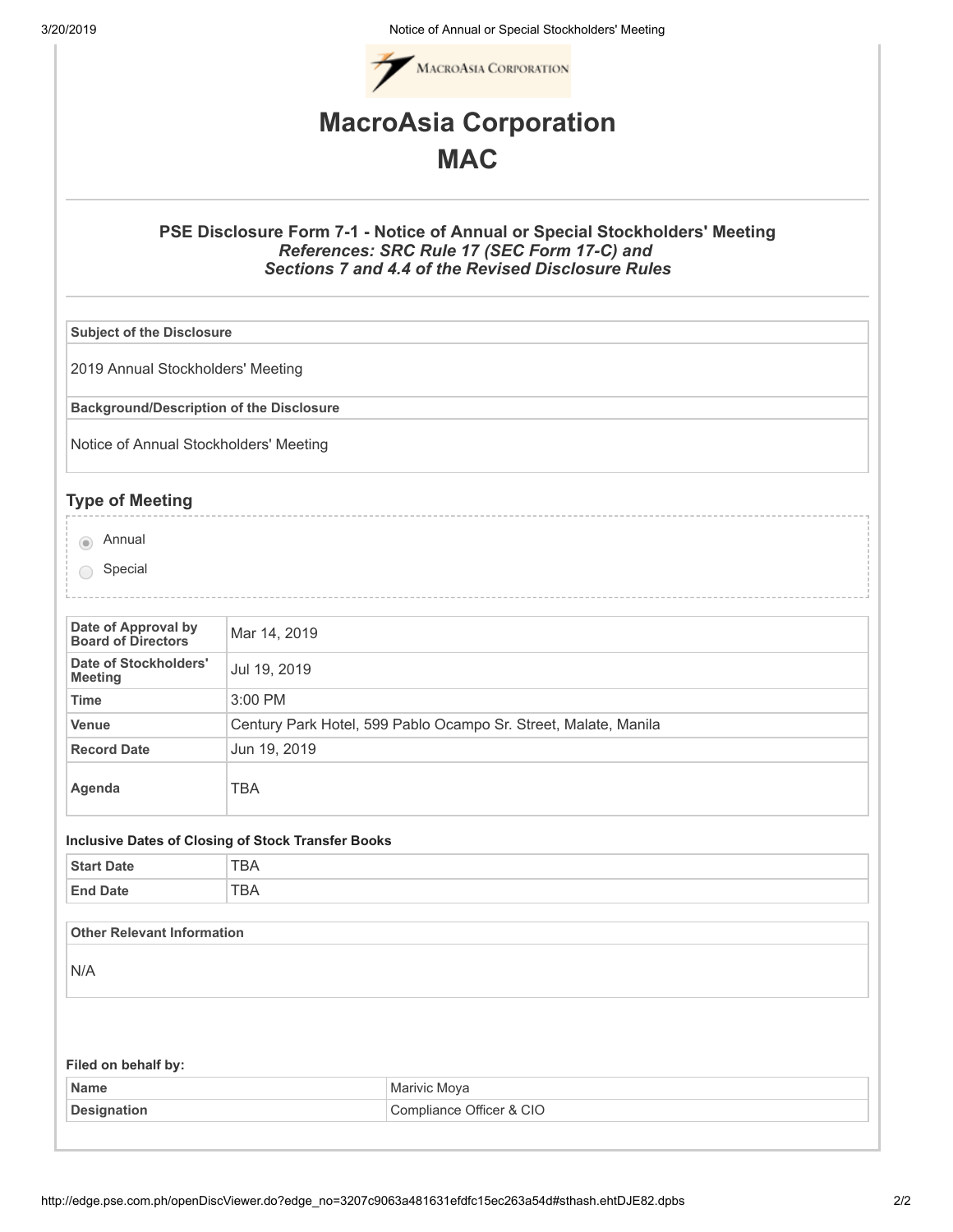# MacroAsia Corporation

# MAC

### PSE Disclosure Form 7-1 - Notice of Annual or Special Stockholders' Meeting

***References: SRC Rule 17 (SEC Form 17-C) and Sections 7 and 4.4 of the Revised Disclosure Rules***

| **Subject of the Disclosure** |
|---|
| 2019 Annual Stockholders' Meeting |
| **Background/Description of the Disclosure** |
| Notice of Annual Stockholders' Meeting |

## Type of Meeting

- (•) Annual
- ( ) Special

| | |
|---|---|
| **Date of Approval by Board of Directors** | Mar 14, 2019 |
| **Date of Stockholders' Meeting** | Jul 19, 2019 |
| **Time** | 3:00 PM |
| **Venue** | Century Park Hotel, 599 Pablo Ocampo Sr. Street, Malate, Manila |
| **Record Date** | Jun 19, 2019 |
| **Agenda** | TBA |

**Inclusive Dates of Closing of Stock Transfer Books**

| | |
|---|---|
| **Start Date** | TBA |
| **End Date** | TBA |

| **Other Relevant Information** |
|---|
| N/A |

**Filed on behalf by:**

| | |
|---|---|
| **Name** | Marivic Moya |
| **Designation** | Compliance Officer & CIO |